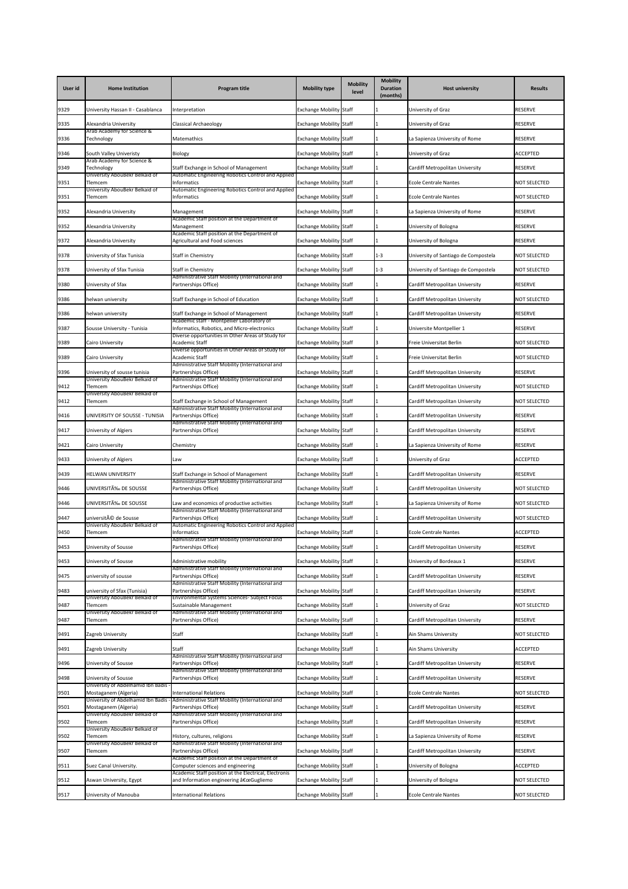| User id | Home Institution | Program title | Mobility type | Mobility level | Mobility Duration (months) | Host university | Results |
|---|---|---|---|---|---|---|---|
| 9329 | University Hassan II - Casablanca | Interpretation | Exchange Mobility | Staff | 1 | University of Graz | RESERVE |
| 9335 | Alexandria University | Classical Archaeology | Exchange Mobility | Staff | 1 | University of Graz | RESERVE |
| 9336 | Arab Academy for Science & Technology | Matemathics | Exchange Mobility | Staff | 1 | La Sapienza University of Rome | RESERVE |
| 9346 | South Valley Univeristy | Biology | Exchange Mobility | Staff | 1 | University of Graz | ACCEPTED |
| 9349 | Arab Academy for Science & Technology | Staff Exchange in School of Management | Exchange Mobility | Staff | 1 | Cardiff Metropolitan University | RESERVE |
| 9351 | University AbouBekr Belkaid of Tlemcem | Automatic Engineering Robotics Control and Applied Informatics | Exchange Mobility | Staff | 1 | Ecole Centrale Nantes | NOT SELECTED |
| 9351 | University AbouBekr Belkaid of Tlemcem | Automatic Engineering Robotics Control and Applied Informatics | Exchange Mobility | Staff | 1 | Ecole Centrale Nantes | NOT SELECTED |
| 9352 | Alexandria University | Management | Exchange Mobility | Staff | 1 | La Sapienza University of Rome | RESERVE |
| 9352 | Alexandria University | Academic Staff position at the Department of Management | Exchange Mobility | Staff | 1 | University of Bologna | RESERVE |
| 9372 | Alexandria University | Academic Staff position at the Department of Agricultural and Food sciences | Exchange Mobility | Staff | 1 | University of Bologna | RESERVE |
| 9378 | University of Sfax Tunisia | Staff in Chemistry | Exchange Mobility | Staff | 1-3 | University of Santiago de Compostela | NOT SELECTED |
| 9378 | University of Sfax Tunisia | Staff in Chemistry | Exchange Mobility | Staff | 1-3 | University of Santiago de Compostela | NOT SELECTED |
| 9380 | University of Sfax | Administrative Staff Mobility (International and Partnerships Office) | Exchange Mobility | Staff | 1 | Cardiff Metropolitan University | RESERVE |
| 9386 | helwan university | Staff Exchange in School of Education | Exchange Mobility | Staff | 1 | Cardiff Metropolitan University | NOT SELECTED |
| 9386 | helwan university | Staff Exchange in School of Management | Exchange Mobility | Staff | 1 | Cardiff Metropolitan University | RESERVE |
| 9387 | Sousse University - Tunisia | Academic staff - Montpellier Laboratory of Informatics, Robotics, and Micro-electronics | Exchange Mobility | Staff | 1 | Universite Montpellier 1 | RESERVE |
| 9389 | Cairo University | Diverse opportunities in Other Areas of Study for Academic Staff | Exchange Mobility | Staff | 3 | Freie Universitat Berlin | NOT SELECTED |
| 9389 | Cairo University | Diverse opportunities in Other Areas of Study for Academic Staff | Exchange Mobility | Staff | 1 | Freie Universitat Berlin | NOT SELECTED |
| 9396 | University of sousse tunisia | Administrative Staff Mobility (International and Partnerships Office) | Exchange Mobility | Staff | 1 | Cardiff Metropolitan University | RESERVE |
| 9412 | University AbouBekr Belkaid of Tlemcem | Administrative Staff Mobility (International and Partnerships Office) | Exchange Mobility | Staff | 1 | Cardiff Metropolitan University | NOT SELECTED |
| 9412 | University AbouBekr Belkaid of Tlemcem | Staff Exchange in School of Management | Exchange Mobility | Staff | 1 | Cardiff Metropolitan University | NOT SELECTED |
| 9416 | UNIVERSITY OF SOUSSE - TUNISIA | Administrative Staff Mobility (International and Partnerships Office) | Exchange Mobility | Staff | 1 | Cardiff Metropolitan University | RESERVE |
| 9417 | University of Algiers | Administrative Staff Mobility (International and Partnerships Office) | Exchange Mobility | Staff | 1 | Cardiff Metropolitan University | RESERVE |
| 9421 | Cairo University | Chemistry | Exchange Mobility | Staff | 1 | La Sapienza University of Rome | RESERVE |
| 9433 | University of Algiers | Law | Exchange Mobility | Staff | 1 | University of Graz | ACCEPTED |
| 9439 | HELWAN UNIVERSITY | Staff Exchange in School of Management | Exchange Mobility | Staff | 1 | Cardiff Metropolitan University | RESERVE |
| 9446 | UNIVERSITÃ‰ DE SOUSSE | Administrative Staff Mobility (International and Partnerships Office) | Exchange Mobility | Staff | 1 | Cardiff Metropolitan University | NOT SELECTED |
| 9446 | UNIVERSITÃ‰ DE SOUSSE | Law and economics of productive activities | Exchange Mobility | Staff | 1 | La Sapienza University of Rome | NOT SELECTED |
| 9447 | universitÃ© de Sousse | Administrative Staff Mobility (International and Partnerships Office) | Exchange Mobility | Staff | 1 | Cardiff Metropolitan University | NOT SELECTED |
| 9450 | University AbouBekr Belkaid of Tlemcem | Automatic Engineering Robotics Control and Applied Informatics | Exchange Mobility | Staff | 1 | Ecole Centrale Nantes | ACCEPTED |
| 9453 | University of Sousse | Administrative Staff Mobility (International and Partnerships Office) | Exchange Mobility | Staff | 1 | Cardiff Metropolitan University | RESERVE |
| 9453 | University of Sousse | Administrative mobility | Exchange Mobility | Staff | 1 | University of Bordeaux 1 | RESERVE |
| 9475 | university of sousse | Administrative Staff Mobility (International and Partnerships Office) | Exchange Mobility | Staff | 1 | Cardiff Metropolitan University | RESERVE |
| 9483 | university of Sfax (Tunisia) | Administrative Staff Mobility (International and Partnerships Office) | Exchange Mobility | Staff | 1 | Cardiff Metropolitan University | RESERVE |
| 9487 | University AbouBekr Belkaid of Tlemcem | Environmental Systems Sciences- Subject Focus Sustainable Management | Exchange Mobility | Staff | 1 | University of Graz | NOT SELECTED |
| 9487 | University AbouBekr Belkaid of Tlemcem | Administrative Staff Mobility (International and Partnerships Office) | Exchange Mobility | Staff | 1 | Cardiff Metropolitan University | RESERVE |
| 9491 | Zagreb University | Staff | Exchange Mobility | Staff | 1 | Ain Shams University | NOT SELECTED |
| 9491 | Zagreb University | Staff | Exchange Mobility | Staff | 1 | Ain Shams University | ACCEPTED |
| 9496 | University of Sousse | Administrative Staff Mobility (International and Partnerships Office) | Exchange Mobility | Staff | 1 | Cardiff Metropolitan University | RESERVE |
| 9498 | University of Sousse | Administrative Staff Mobility (International and Partnerships Office) | Exchange Mobility | Staff | 1 | Cardiff Metropolitan University | RESERVE |
| 9501 | University of Abdelhamid Ibn Badis - Mostaganem (Algeria) | International Relations | Exchange Mobility | Staff | 1 | Ecole Centrale Nantes | NOT SELECTED |
| 9501 | University of Abdelhamid Ibn Badis - Mostaganem (Algeria) | Administrative Staff Mobility (International and Partnerships Office) | Exchange Mobility | Staff | 1 | Cardiff Metropolitan University | RESERVE |
| 9502 | University AbouBekr Belkaid of Tlemcem | Administrative Staff Mobility (International and Partnerships Office) | Exchange Mobility | Staff | 1 | Cardiff Metropolitan University | RESERVE |
| 9502 | University AbouBekr Belkaid of Tlemcem | History, cultures, religions | Exchange Mobility | Staff | 1 | La Sapienza University of Rome | RESERVE |
| 9507 | University AbouBekr Belkaid of Tlemcem | Administrative Staff Mobility (International and Partnerships Office) | Exchange Mobility | Staff | 1 | Cardiff Metropolitan University | RESERVE |
| 9511 | Suez Canal University. | Academic Staff position at the Department of Computer sciences and engineering | Exchange Mobility | Staff | 1 | University of Bologna | ACCEPTED |
| 9512 | Aswan University, Egypt | Academic Staff position at the Electrical, Electronis and Information engineering â€œGugliemo | Exchange Mobility | Staff | 1 | University of Bologna | NOT SELECTED |
| 9517 | University of Manouba | International Relations | Exchange Mobility | Staff | 1 | Ecole Centrale Nantes | NOT SELECTED |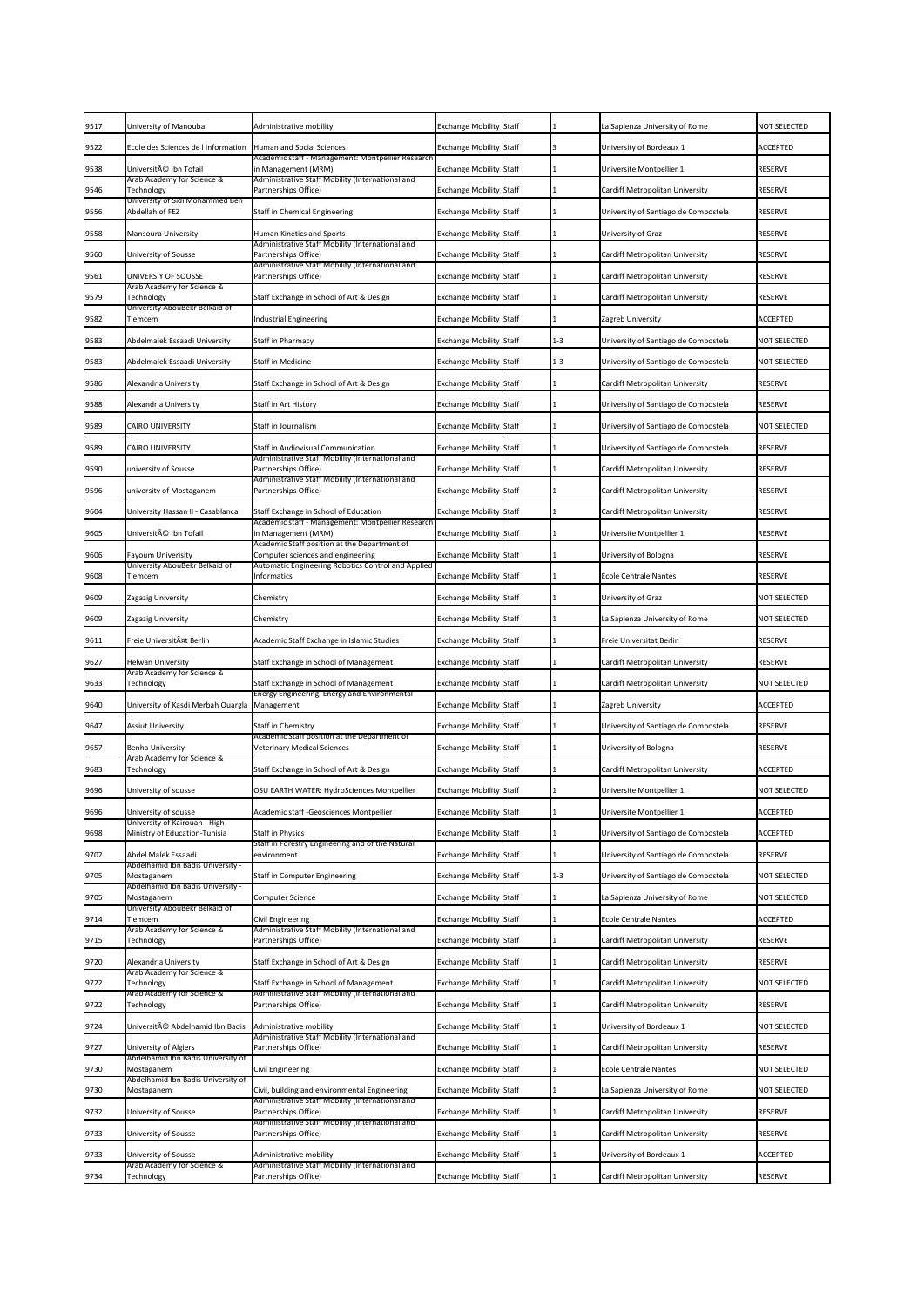| 9517 | University of Manouba | Administrative mobility | Exchange Mobility | Staff | 1 | La Sapienza University of Rome | NOT SELECTED |
|---|---|---|---|---|---|---|---|
| 9522 | Ecole des Sciences de l Information | Human and Social Sciences | Exchange Mobility | Staff | 3 | University of Bordeaux 1 | ACCEPTED |
| 9538 | UniversitÃ© Ibn Tofail | Academic staff - Management: Montpellier Research in Management (MRM) | Exchange Mobility | Staff | 1 | Universite Montpellier 1 | RESERVE |
| 9546 | Arab Academy for Science & Technology | Administrative Staff Mobility (International and Partnerships Office) | Exchange Mobility | Staff | 1 | Cardiff Metropolitan University | RESERVE |
| 9556 | University of Sidi Mohammed Ben Abdellah of FEZ | Staff in Chemical Engineering | Exchange Mobility | Staff | 1 | University of Santiago de Compostela | RESERVE |
| 9558 | Mansoura University | Human Kinetics and Sports | Exchange Mobility | Staff | 1 | University of Graz | RESERVE |
| 9560 | University of Sousse | Administrative Staff Mobility (International and Partnerships Office) | Exchange Mobility | Staff | 1 | Cardiff Metropolitan University | RESERVE |
| 9561 | UNIVERSIY OF SOUSSE | Administrative Staff Mobility (International and Partnerships Office) | Exchange Mobility | Staff | 1 | Cardiff Metropolitan University | RESERVE |
| 9579 | Arab Academy for Science & Technology | Staff Exchange in School of Art & Design | Exchange Mobility | Staff | 1 | Cardiff Metropolitan University | RESERVE |
| 9582 | University AbouBekr Belkaid of Tlemcem | Industrial Engineering | Exchange Mobility | Staff | 1 | Zagreb University | ACCEPTED |
| 9583 | Abdelmalek Essaadi University | Staff in Pharmacy | Exchange Mobility | Staff | 1-3 | University of Santiago de Compostela | NOT SELECTED |
| 9583 | Abdelmalek Essaadi University | Staff in Medicine | Exchange Mobility | Staff | 1-3 | University of Santiago de Compostela | NOT SELECTED |
| 9586 | Alexandria University | Staff Exchange in School of Art & Design | Exchange Mobility | Staff | 1 | Cardiff Metropolitan University | RESERVE |
| 9588 | Alexandria University | Staff in Art History | Exchange Mobility | Staff | 1 | University of Santiago de Compostela | RESERVE |
| 9589 | CAIRO UNIVERSITY | Staff in Journalism | Exchange Mobility | Staff | 1 | University of Santiago de Compostela | NOT SELECTED |
| 9589 | CAIRO UNIVERSITY | Staff in Audiovisual Communication | Exchange Mobility | Staff | 1 | University of Santiago de Compostela | RESERVE |
| 9590 | university of Sousse | Administrative Staff Mobility (International and Partnerships Office) | Exchange Mobility | Staff | 1 | Cardiff Metropolitan University | RESERVE |
| 9596 | university of Mostaganem | Administrative Staff Mobility (International and Partnerships Office) | Exchange Mobility | Staff | 1 | Cardiff Metropolitan University | RESERVE |
| 9604 | University Hassan II - Casablanca | Staff Exchange in School of Education | Exchange Mobility | Staff | 1 | Cardiff Metropolitan University | RESERVE |
| 9605 | UniversitÃ© Ibn Tofail | Academic staff - Management: Montpellier Research in Management (MRM) | Exchange Mobility | Staff | 1 | Universite Montpellier 1 | RESERVE |
| 9606 | Fayoum Univerisity | Academic Staff position at the Department of Computer sciences and engineering | Exchange Mobility | Staff | 1 | University of Bologna | RESERVE |
| 9608 | University AbouBekr Belkaid of Tlemcem | Automatic Engineering Robotics Control and Applied Informatics | Exchange Mobility | Staff | 1 | Ecole Centrale Nantes | RESERVE |
| 9609 | Zagazig University | Chemistry | Exchange Mobility | Staff | 1 | University of Graz | NOT SELECTED |
| 9609 | Zagazig University | Chemistry | Exchange Mobility | Staff | 1 | La Sapienza University of Rome | NOT SELECTED |
| 9611 | Freie UniversitÃ¤t Berlin | Academic Staff Exchange in Islamic Studies | Exchange Mobility | Staff | 1 | Freie Universitat Berlin | RESERVE |
| 9627 | Helwan University | Staff Exchange in School of Management | Exchange Mobility | Staff | 1 | Cardiff Metropolitan University | RESERVE |
| 9633 | Arab Academy for Science & Technology | Staff Exchange in School of Management | Exchange Mobility | Staff | 1 | Cardiff Metropolitan University | NOT SELECTED |
| 9640 | University of Kasdi Merbah Ouargla | Energy Engineering, Energy and Environmental Management | Exchange Mobility | Staff | 1 | Zagreb University | ACCEPTED |
| 9647 | Assiut University | Staff in Chemistry | Exchange Mobility | Staff | 1 | University of Santiago de Compostela | RESERVE |
| 9657 | Benha University | Academic Staff position at the Department of Veterinary Medical Sciences | Exchange Mobility | Staff | 1 | University of Bologna | RESERVE |
| 9683 | Arab Academy for Science & Technology | Staff Exchange in School of Art & Design | Exchange Mobility | Staff | 1 | Cardiff Metropolitan University | ACCEPTED |
| 9696 | University of sousse | OSU EARTH WATER: HydroSciences Montpellier | Exchange Mobility | Staff | 1 | Universite Montpellier 1 | NOT SELECTED |
| 9696 | University of sousse | Academic staff -Geosciences Montpellier | Exchange Mobility | Staff | 1 | Universite Montpellier 1 | ACCEPTED |
| 9698 | University of Kairouan - High Ministry of Education-Tunisia | Staff in Physics | Exchange Mobility | Staff | 1 | University of Santiago de Compostela | ACCEPTED |
| 9702 | Abdel Malek Essaadi | Staff in Forestry Engineering and of the Natural environment | Exchange Mobility | Staff | 1 | University of Santiago de Compostela | RESERVE |
| 9705 | Abdelhamid Ibn Badis University - Mostaganem | Staff in Computer Engineering | Exchange Mobility | Staff | 1-3 | University of Santiago de Compostela | NOT SELECTED |
| 9705 | Abdelhamid Ibn Badis University - Mostaganem | Computer Science | Exchange Mobility | Staff | 1 | La Sapienza University of Rome | NOT SELECTED |
| 9714 | University AbouBekr Belkaid of Tlemcem | Civil Engineering | Exchange Mobility | Staff | 1 | Ecole Centrale Nantes | ACCEPTED |
| 9715 | Arab Academy for Science & Technology | Administrative Staff Mobility (International and Partnerships Office) | Exchange Mobility | Staff | 1 | Cardiff Metropolitan University | RESERVE |
| 9720 | Alexandria University | Staff Exchange in School of Art & Design | Exchange Mobility | Staff | 1 | Cardiff Metropolitan University | RESERVE |
| 9722 | Arab Academy for Science & Technology | Staff Exchange in School of Management | Exchange Mobility | Staff | 1 | Cardiff Metropolitan University | NOT SELECTED |
| 9722 | Arab Academy for Science & Technology | Administrative Staff Mobility (International and Partnerships Office) | Exchange Mobility | Staff | 1 | Cardiff Metropolitan University | RESERVE |
| 9724 | UniversitÃ© Abdelhamid Ibn Badis | Administrative mobility | Exchange Mobility | Staff | 1 | University of Bordeaux 1 | NOT SELECTED |
| 9727 | University of Algiers | Administrative Staff Mobility (International and Partnerships Office) | Exchange Mobility | Staff | 1 | Cardiff Metropolitan University | RESERVE |
| 9730 | Abdelhamid Ibn Badis University of Mostaganem | Civil Engineering | Exchange Mobility | Staff | 1 | Ecole Centrale Nantes | NOT SELECTED |
| 9730 | Abdelhamid Ibn Badis University of Mostaganem | Civil, building and environmental Engineering | Exchange Mobility | Staff | 1 | La Sapienza University of Rome | NOT SELECTED |
| 9732 | University of Sousse | Administrative Staff Mobility (International and Partnerships Office) | Exchange Mobility | Staff | 1 | Cardiff Metropolitan University | RESERVE |
| 9733 | University of Sousse | Administrative Staff Mobility (International and Partnerships Office) | Exchange Mobility | Staff | 1 | Cardiff Metropolitan University | RESERVE |
| 9733 | University of Sousse | Administrative mobility | Exchange Mobility | Staff | 1 | University of Bordeaux 1 | ACCEPTED |
| 9734 | Arab Academy for Science & Technology | Administrative Staff Mobility (International and Partnerships Office) | Exchange Mobility | Staff | 1 | Cardiff Metropolitan University | RESERVE |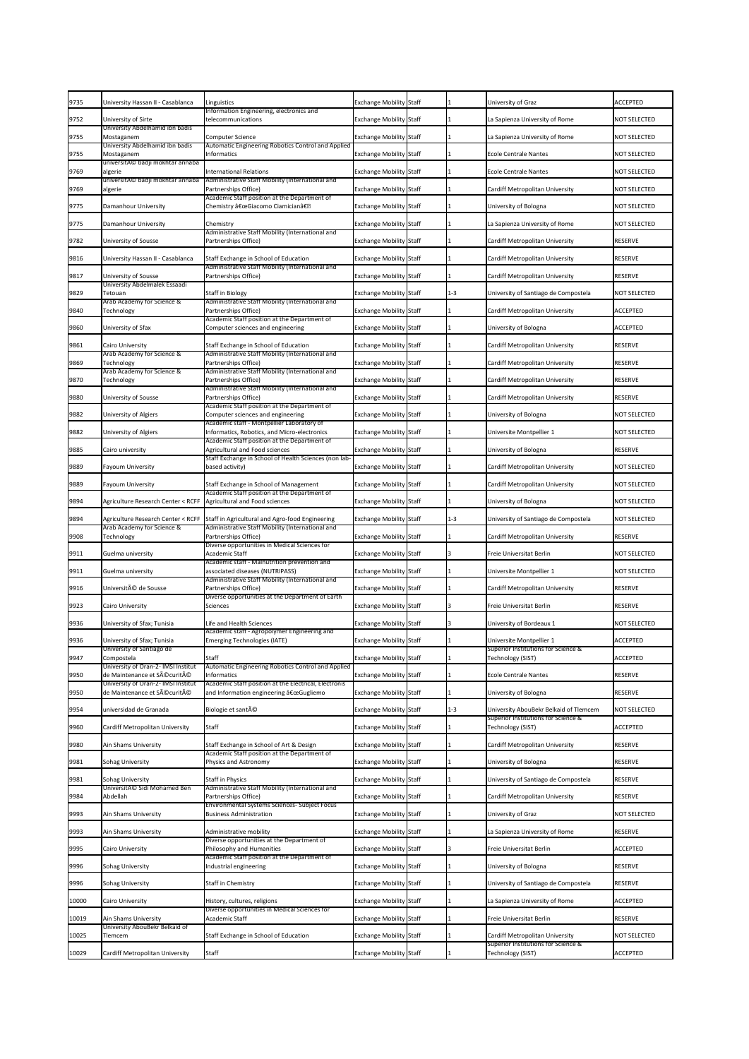| 9735 | University Hassan II - Casablanca | Linguistics | Exchange Mobility | Staff | 1 | University of Graz | ACCEPTED |
|---|---|---|---|---|---|---|---|
| 9752 | University of Sirte | Information Engineering, electronics and telecommunications | Exchange Mobility | Staff | 1 | La Sapienza University of Rome | NOT SELECTED |
| 9755 | University Abdelhamid ibn badis Mostaganem | Computer Science | Exchange Mobility | Staff | 1 | La Sapienza University of Rome | NOT SELECTED |
| 9755 | University Abdelhamid ibn badis Mostaganem | Automatic Engineering Robotics Control and Applied Informatics | Exchange Mobility | Staff | 1 | Ecole Centrale Nantes | NOT SELECTED |
| 9769 | universitÃ© badji mokhtar annaba algerie | International Relations | Exchange Mobility | Staff | 1 | Ecole Centrale Nantes | NOT SELECTED |
| 9769 | universitÃ© badji mokhtar annaba algerie | Administrative Staff Mobility (International and Partnerships Office) | Exchange Mobility | Staff | 1 | Cardiff Metropolitan University | NOT SELECTED |
| 9775 | Damanhour University | Academic Staff position at the Department of Chemistry â€œGiacomo Ciamicianâ€ | Exchange Mobility | Staff | 1 | University of Bologna | NOT SELECTED |
| 9775 | Damanhour University | Chemistry | Exchange Mobility | Staff | 1 | La Sapienza University of Rome | NOT SELECTED |
| 9782 | University of Sousse | Administrative Staff Mobility (International and Partnerships Office) | Exchange Mobility | Staff | 1 | Cardiff Metropolitan University | RESERVE |
| 9816 | University Hassan II - Casablanca | Staff Exchange in School of Education | Exchange Mobility | Staff | 1 | Cardiff Metropolitan University | RESERVE |
| 9817 | University of Sousse | Administrative Staff Mobility (International and Partnerships Office) | Exchange Mobility | Staff | 1 | Cardiff Metropolitan University | RESERVE |
| 9829 | University Abdelmalek Essaadi Tetouan | Staff in Biology | Exchange Mobility | Staff | 1-3 | University of Santiago de Compostela | NOT SELECTED |
| 9840 | Arab Academy for Science & Technology | Administrative Staff Mobility (International and Partnerships Office) | Exchange Mobility | Staff | 1 | Cardiff Metropolitan University | ACCEPTED |
| 9860 | University of Sfax | Academic Staff position at the Department of Computer sciences and engineering | Exchange Mobility | Staff | 1 | University of Bologna | ACCEPTED |
| 9861 | Cairo University | Staff Exchange in School of Education | Exchange Mobility | Staff | 1 | Cardiff Metropolitan University | RESERVE |
| 9869 | Arab Academy for Science & Technology | Administrative Staff Mobility (International and Partnerships Office) | Exchange Mobility | Staff | 1 | Cardiff Metropolitan University | RESERVE |
| 9870 | Arab Academy for Science & Technology | Administrative Staff Mobility (International and Partnerships Office) | Exchange Mobility | Staff | 1 | Cardiff Metropolitan University | RESERVE |
| 9880 | University of Sousse | Administrative Staff Mobility (International and Partnerships Office) | Exchange Mobility | Staff | 1 | Cardiff Metropolitan University | RESERVE |
| 9882 | University of Algiers | Academic Staff position at the Department of Computer sciences and engineering | Exchange Mobility | Staff | 1 | University of Bologna | NOT SELECTED |
| 9882 | University of Algiers | Academic staff - Montpellier Laboratory of Informatics, Robotics, and Micro-electronics | Exchange Mobility | Staff | 1 | Universite Montpellier 1 | NOT SELECTED |
| 9885 | Cairo university | Academic Staff position at the Department of Agricultural and Food sciences | Exchange Mobility | Staff | 1 | University of Bologna | RESERVE |
| 9889 | Fayoum University | Staff Exchange in School of Health Sciences (non lab-based activity) | Exchange Mobility | Staff | 1 | Cardiff Metropolitan University | NOT SELECTED |
| 9889 | Fayoum University | Staff Exchange in School of Management | Exchange Mobility | Staff | 1 | Cardiff Metropolitan University | NOT SELECTED |
| 9894 | Agriculture Research Center < RCFF | Academic Staff position at the Department of Agricultural and Food sciences | Exchange Mobility | Staff | 1 | University of Bologna | NOT SELECTED |
| 9894 | Agriculture Research Center < RCFF | Staff in Agricultural and Agro-food Engineering | Exchange Mobility | Staff | 1-3 | University of Santiago de Compostela | NOT SELECTED |
| 9908 | Arab Academy for Science & Technology | Administrative Staff Mobility (International and Partnerships Office) | Exchange Mobility | Staff | 1 | Cardiff Metropolitan University | RESERVE |
| 9911 | Guelma university | Diverse opportunities in Medical Sciences for Academic Staff | Exchange Mobility | Staff | 3 | Freie Universitat Berlin | NOT SELECTED |
| 9911 | Guelma university | Academic staff - Malnutrition prevention and associated diseases (NUTRIPASS) | Exchange Mobility | Staff | 1 | Universite Montpellier 1 | NOT SELECTED |
| 9916 | UniversitÃ© de Sousse | Administrative Staff Mobility (International and Partnerships Office) | Exchange Mobility | Staff | 1 | Cardiff Metropolitan University | RESERVE |
| 9923 | Cairo University | Diverse opportunities at the Department of Earth Sciences | Exchange Mobility | Staff | 3 | Freie Universitat Berlin | RESERVE |
| 9936 | University of Sfax; Tunisia | Life and Health Sciences | Exchange Mobility | Staff | 3 | University of Bordeaux 1 | NOT SELECTED |
| 9936 | University of Sfax; Tunisia | Academic staff - Agropolymer Engineering and Emerging Technologies (IATE) | Exchange Mobility | Staff | 1 | Universite Montpellier 1 | ACCEPTED |
| 9947 | University of Santiago de Compostela | Staff | Exchange Mobility | Staff | 1 | Superior Institutions for Science & Technology (SIST) | ACCEPTED |
| 9950 | University of Oran-2- IMSI Institut de Maintenance et SÃ©curitÃ© | Automatic Engineering Robotics Control and Applied Informatics | Exchange Mobility | Staff | 1 | Ecole Centrale Nantes | RESERVE |
| 9950 | University of Oran-2- IMSI Institut de Maintenance et SÃ©curitÃ© | Academic Staff position at the Electrical, Electronis and Information engineering â€œGugliemo | Exchange Mobility | Staff | 1 | University of Bologna | RESERVE |
| 9954 | universidad de Granada | Biologie et santÃ© | Exchange Mobility | Staff | 1-3 | University AbouBekr Belkaid of Tlemcem | NOT SELECTED |
| 9960 | Cardiff Metropolitan University | Staff | Exchange Mobility | Staff | 1 | Superior Institutions for Science & Technology (SIST) | ACCEPTED |
| 9980 | Ain Shams University | Staff Exchange in School of Art & Design | Exchange Mobility | Staff | 1 | Cardiff Metropolitan University | RESERVE |
| 9981 | Sohag University | Academic Staff position at the Department of Physics and Astronomy | Exchange Mobility | Staff | 1 | University of Bologna | RESERVE |
| 9981 | Sohag University | Staff in Physics | Exchange Mobility | Staff | 1 | University of Santiago de Compostela | RESERVE |
| 9984 | UniversitÃ© Sidi Mohamed Ben Abdellah | Administrative Staff Mobility (International and Partnerships Office) | Exchange Mobility | Staff | 1 | Cardiff Metropolitan University | RESERVE |
| 9993 | Ain Shams University | Environmental Systems Sciences- Subject Focus Business Administration | Exchange Mobility | Staff | 1 | University of Graz | NOT SELECTED |
| 9993 | Ain Shams University | Administrative mobility | Exchange Mobility | Staff | 1 | La Sapienza University of Rome | RESERVE |
| 9995 | Cairo University | Diverse opportunities at the Department of Philosophy and Humanities | Exchange Mobility | Staff | 3 | Freie Universitat Berlin | ACCEPTED |
| 9996 | Sohag University | Academic Staff position at the Department of Industrial engineering | Exchange Mobility | Staff | 1 | University of Bologna | RESERVE |
| 9996 | Sohag University | Staff in Chemistry | Exchange Mobility | Staff | 1 | University of Santiago de Compostela | RESERVE |
| 10000 | Cairo University | History, cultures, religions | Exchange Mobility | Staff | 1 | La Sapienza University of Rome | ACCEPTED |
| 10019 | Ain Shams University | Diverse opportunities in Medical Sciences for Academic Staff | Exchange Mobility | Staff | 1 | Freie Universitat Berlin | RESERVE |
| 10025 | University AbouBekr Belkaid of Tlemcem | Staff Exchange in School of Education | Exchange Mobility | Staff | 1 | Cardiff Metropolitan University | NOT SELECTED |
| 10029 | Cardiff Metropolitan University | Staff | Exchange Mobility | Staff | 1 | Superior Institutions for Science & Technology (SIST) | ACCEPTED |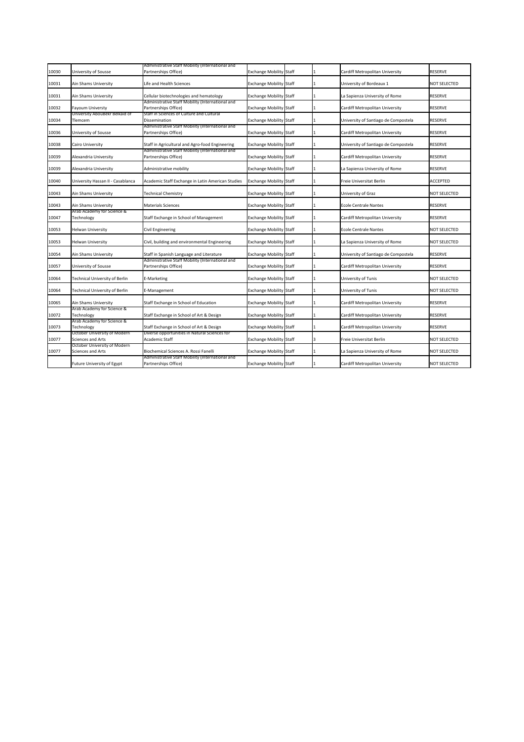| | | | | | | | |
|---|---|---|---|---|---|---|---|
| 10030 | University of Sousse | Administrative Staff Mobility (International and Partnerships Office) | Exchange Mobility | Staff | 1 | Cardiff Metropolitan University | RESERVE |
| 10031 | Ain Shams University | Life and Health Sciences | Exchange Mobility | Staff | 1 | University of Bordeaux 1 | NOT SELECTED |
| 10031 | Ain Shams University | Cellular biotechnologies and hematology | Exchange Mobility | Staff | 1 | La Sapienza University of Rome | RESERVE |
| 10032 | Fayoum Universty | Administrative Staff Mobility (International and Partnerships Office) | Exchange Mobility | Staff | 1 | Cardiff Metropolitan University | RESERVE |
| 10034 | University AbouBekr Belkaid of Tlemcem | Staff in Sciences of Culture and Cultural Dissemination | Exchange Mobility | Staff | 1 | University of Santiago de Compostela | RESERVE |
| 10036 | University of Sousse | Administrative Staff Mobility (International and Partnerships Office) | Exchange Mobility | Staff | 1 | Cardiff Metropolitan University | RESERVE |
| 10038 | Cairo University | Staff in Agricultural and Agro-food Engineering | Exchange Mobility | Staff | 1 | University of Santiago de Compostela | RESERVE |
| 10039 | Alexandria University | Administrative Staff Mobility (International and Partnerships Office) | Exchange Mobility | Staff | 1 | Cardiff Metropolitan University | RESERVE |
| 10039 | Alexandria University | Administrative mobility | Exchange Mobility | Staff | 1 | La Sapienza University of Rome | RESERVE |
| 10040 | University Hassan II - Casablanca | Academic Staff Exchange in Latin American Studies | Exchange Mobility | Staff | 1 | Freie Universitat Berlin | ACCEPTED |
| 10043 | Ain Shams University | Technical Chemistry | Exchange Mobility | Staff | 1 | University of Graz | NOT SELECTED |
| 10043 | Ain Shams University | Materials Sciences | Exchange Mobility | Staff | 1 | Ecole Centrale Nantes | RESERVE |
| 10047 | Arab Academy for Science & Technology | Staff Exchange in School of Management | Exchange Mobility | Staff | 1 | Cardiff Metropolitan University | RESERVE |
| 10053 | Helwan University | Civil Engineering | Exchange Mobility | Staff | 1 | Ecole Centrale Nantes | NOT SELECTED |
| 10053 | Helwan University | Civil, building and environmental Engineering | Exchange Mobility | Staff | 1 | La Sapienza University of Rome | NOT SELECTED |
| 10054 | Ain Shams University | Staff in Spanish Language and Literature | Exchange Mobility | Staff | 1 | University of Santiago de Compostela | RESERVE |
| 10057 | University of Sousse | Administrative Staff Mobility (International and Partnerships Office) | Exchange Mobility | Staff | 1 | Cardiff Metropolitan University | RESERVE |
| 10064 | Technical University of Berlin | E-Marketing | Exchange Mobility | Staff | 1 | University of Tunis | NOT SELECTED |
| 10064 | Technical University of Berlin | E-Management | Exchange Mobility | Staff | 1 | University of Tunis | NOT SELECTED |
| 10065 | Ain Shams University | Staff Exchange in School of Education | Exchange Mobility | Staff | 1 | Cardiff Metropolitan University | RESERVE |
| 10072 | Arab Academy for Science & Technology | Staff Exchange in School of Art & Design | Exchange Mobility | Staff | 1 | Cardiff Metropolitan University | RESERVE |
| 10073 | Arab Academy for Science & Technology | Staff Exchange in School of Art & Design | Exchange Mobility | Staff | 1 | Cardiff Metropolitan University | RESERVE |
| 10077 | October University of Modern Sciences and Arts | Diverse opportunities in Natural Sciences for Academic Staff | Exchange Mobility | Staff | 3 | Freie Universitat Berlin | NOT SELECTED |
| 10077 | October University of Modern Sciences and Arts | Biochemical Sciences A. Rossi Fanelli | Exchange Mobility | Staff | 1 | La Sapienza University of Rome | NOT SELECTED |
| | Future University of Egypt | Administrative Staff Mobility (International and Partnerships Office) | Exchange Mobility | Staff | 1 | Cardiff Metropolitan University | NOT SELECTED |